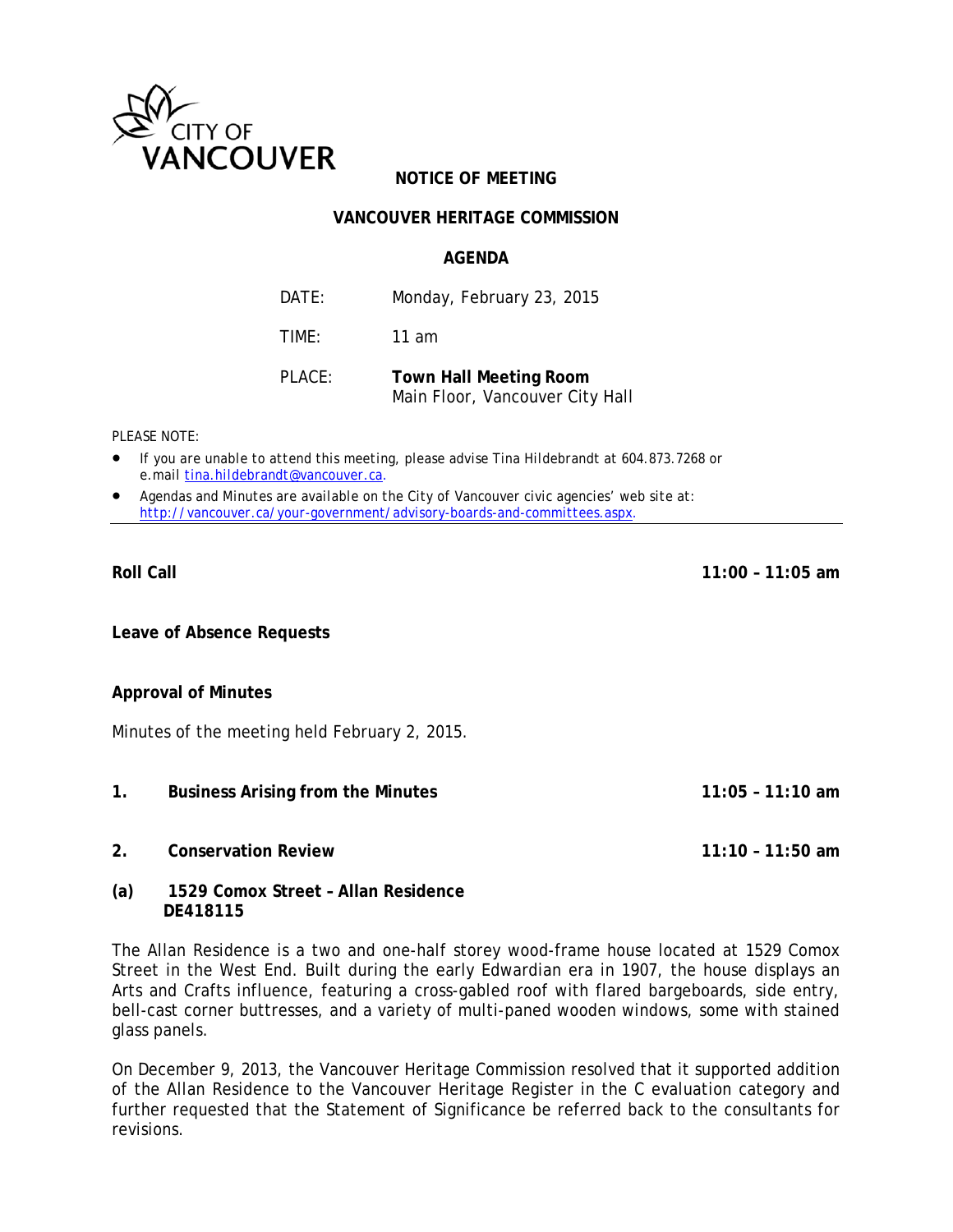CITY OF VANCOUVER

# NOTICE OF MEETING

## VANCOUVER HERITAGE COMMISSION

## AGENDA

| | |
|---|---|
| DATE: | Monday, February 23, 2015 |
| TIME: | 11 am |
| PLACE: | **Town Hall Meeting Room**<br>Main Floor, Vancouver City Hall |

PLEASE NOTE:

- If you are unable to attend this meeting, please advise Tina Hildebrandt at 604.873.7268 or e.mail tina.hildebrandt@vancouver.ca.
- Agendas and Minutes are available on the City of Vancouver civic agencies' web site at: http://vancouver.ca/your-government/advisory-boards-and-committees.aspx.

---

**Roll Call** **11:00 – 11:05 am**

**Leave of Absence Requests**

**Approval of Minutes**

Minutes of the meeting held February 2, 2015.

**1. Business Arising from the Minutes** **11:05 – 11:10 am**

**2. Conservation Review** **11:10 – 11:50 am**

**(a) 1529 Comox Street – Allan Residence**
**DE418115**

The Allan Residence is a two and one-half storey wood-frame house located at 1529 Comox Street in the West End. Built during the early Edwardian era in 1907, the house displays an Arts and Crafts influence, featuring a cross-gabled roof with flared bargeboards, side entry, bell-cast corner buttresses, and a variety of multi-paned wooden windows, some with stained glass panels.

On December 9, 2013, the Vancouver Heritage Commission resolved that it supported addition of the Allan Residence to the Vancouver Heritage Register in the C evaluation category and further requested that the Statement of Significance be referred back to the consultants for revisions.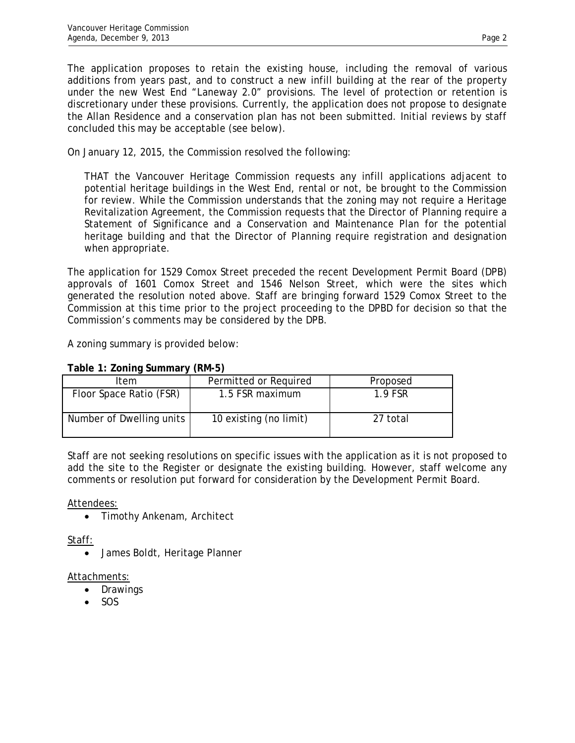The application proposes to retain the existing house, including the removal of various additions from years past, and to construct a new infill building at the rear of the property under the new West End "Laneway 2.0" provisions. The level of protection or retention is discretionary under these provisions. Currently, the application does not propose to designate the Allan Residence and a conservation plan has not been submitted. Initial reviews by staff concluded this may be acceptable (see below).

On January 12, 2015, the Commission resolved the following:

> THAT the Vancouver Heritage Commission requests any infill applications adjacent to potential heritage buildings in the West End, rental or not, be brought to the Commission for review. While the Commission understands that the zoning may not require a Heritage Revitalization Agreement, the Commission requests that the Director of Planning require a Statement of Significance and a Conservation and Maintenance Plan for the potential heritage building and that the Director of Planning require registration and designation when appropriate.

The application for 1529 Comox Street preceded the recent Development Permit Board (DPB) approvals of 1601 Comox Street and 1546 Nelson Street, which were the sites which generated the resolution noted above. Staff are bringing forward 1529 Comox Street to the Commission at this time prior to the project proceeding to the DPBD for decision so that the Commission's comments may be considered by the DPB.

A zoning summary is provided below:

**Table 1: Zoning Summary (RM-5)**

| Item | Permitted or Required | Proposed |
| --- | --- | --- |
| Floor Space Ratio (FSR) | 1.5 FSR maximum | 1.9 FSR |
| Number of Dwelling units | 10 existing (no limit) | 27 total |

Staff are not seeking resolutions on specific issues with the application as it is not proposed to add the site to the Register or designate the existing building. However, staff welcome any comments or resolution put forward for consideration by the Development Permit Board.

<u>Attendees:</u>

- Timothy Ankenam, Architect

<u>Staff:</u>

- James Boldt, Heritage Planner

<u>Attachments:</u>

- Drawings
- SOS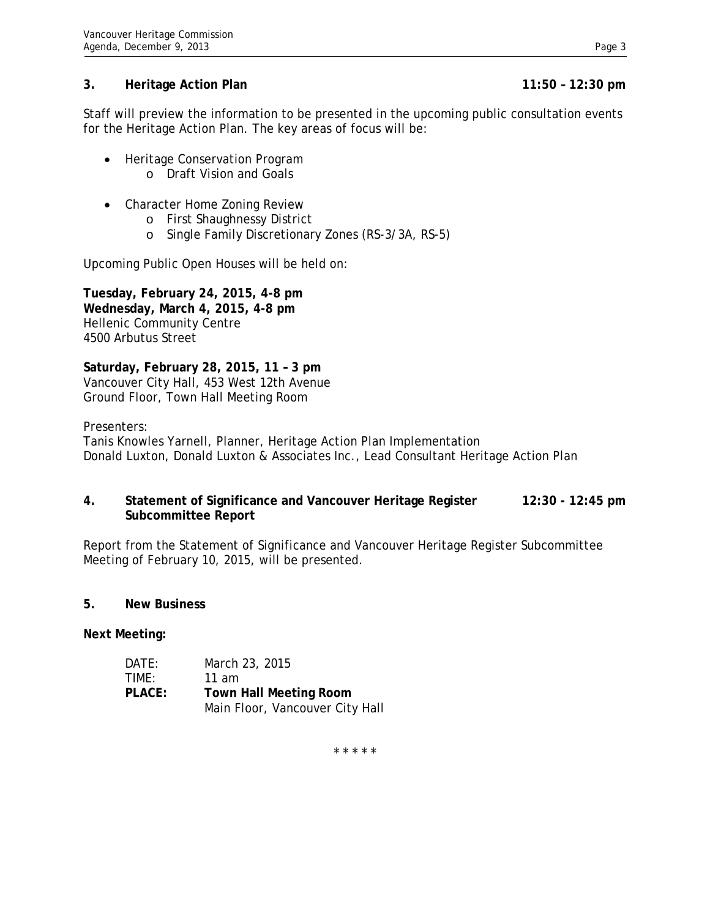## 3. Heritage Action Plan 11:50 – 12:30 pm

Staff will preview the information to be presented in the upcoming public consultation events for the Heritage Action Plan. The key areas of focus will be:

- Heritage Conservation Program
  - Draft Vision and Goals
- Character Home Zoning Review
  - First Shaughnessy District
  - Single Family Discretionary Zones (RS-3/3A, RS-5)

Upcoming Public Open Houses will be held on:

**Tuesday, February 24, 2015, 4-8 pm**
**Wednesday, March 4, 2015, 4-8 pm**
Hellenic Community Centre
4500 Arbutus Street

**Saturday, February 28, 2015, 11 – 3 pm**
Vancouver City Hall, 453 West 12th Avenue
Ground Floor, Town Hall Meeting Room

Presenters:
Tanis Knowles Yarnell, Planner, Heritage Action Plan Implementation
Donald Luxton, Donald Luxton & Associates Inc., Lead Consultant Heritage Action Plan

## 4. Statement of Significance and Vancouver Heritage Register Subcommittee Report 12:30 - 12:45 pm

Report from the Statement of Significance and Vancouver Heritage Register Subcommittee Meeting of February 10, 2015, will be presented.

## 5. New Business

**Next Meeting:**

| | |
|---|---|
| DATE: | March 23, 2015 |
| TIME: | 11 am |
| **PLACE:** | **Town Hall Meeting Room**<br>Main Floor, Vancouver City Hall |

\* \* \* \* \*